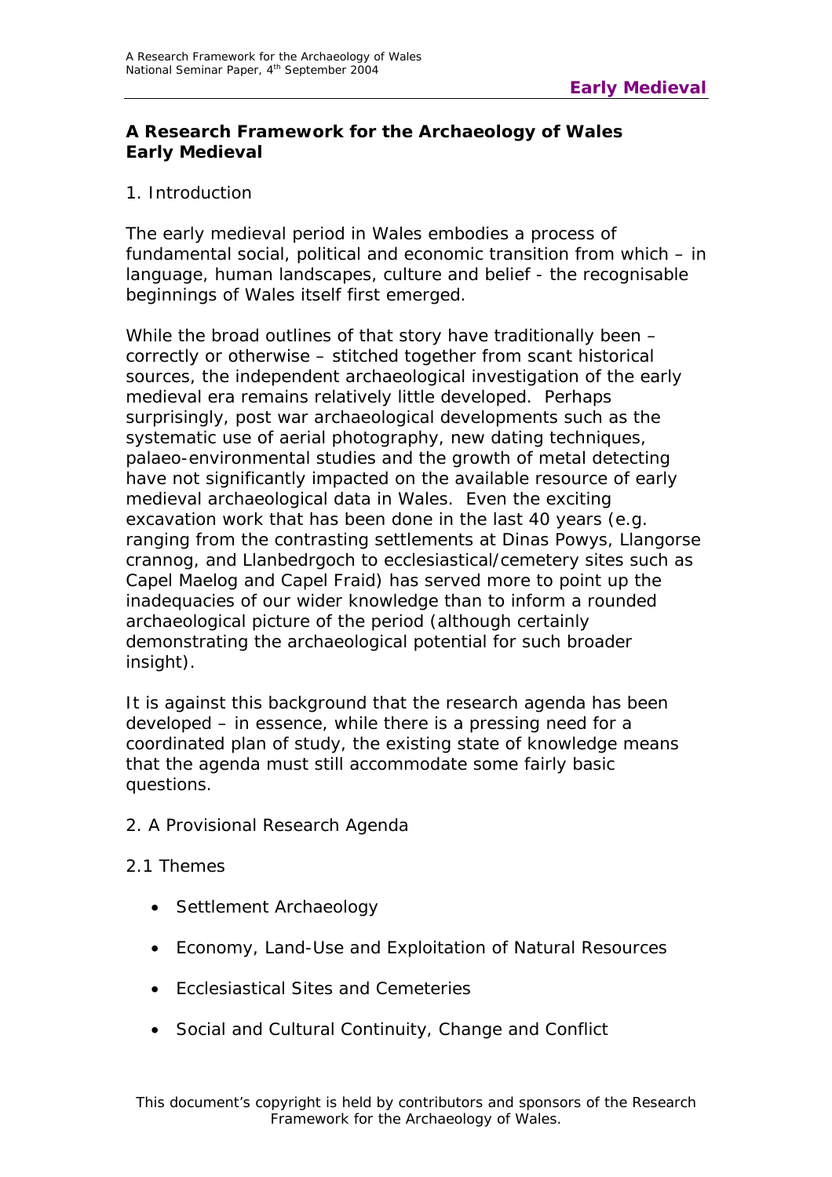# A Research Framework for the Archaeology of Wales
# Early Medieval

## 1. Introduction

The early medieval period in Wales embodies a process of fundamental social, political and economic transition from which – in language, human landscapes, culture and belief - the recognisable beginnings of Wales itself first emerged.

While the broad outlines of that story have traditionally been – correctly or otherwise – stitched together from scant historical sources, the independent archaeological investigation of the early medieval era remains relatively little developed. Perhaps surprisingly, post war archaeological developments such as the systematic use of aerial photography, new dating techniques, palaeo-environmental studies and the growth of metal detecting have not significantly impacted on the available resource of early medieval archaeological data in Wales. Even the exciting excavation work that has been done in the last 40 years (e.g. ranging from the contrasting settlements at Dinas Powys, Llangorse crannog, and Llanbedrgoch to ecclesiastical/cemetery sites such as Capel Maelog and Capel Fraid) has served more to point up the inadequacies of our wider knowledge than to inform a rounded archaeological picture of the period (although certainly demonstrating the archaeological potential for such broader insight).

It is against this background that the research agenda has been developed – in essence, while there is a pressing need for a coordinated plan of study, the existing state of knowledge means that the agenda must still accommodate some fairly basic questions.

## 2. A Provisional Research Agenda

### 2.1 Themes

- Settlement Archaeology
- Economy, Land-Use and Exploitation of Natural Resources
- Ecclesiastical Sites and Cemeteries
- Social and Cultural Continuity, Change and Conflict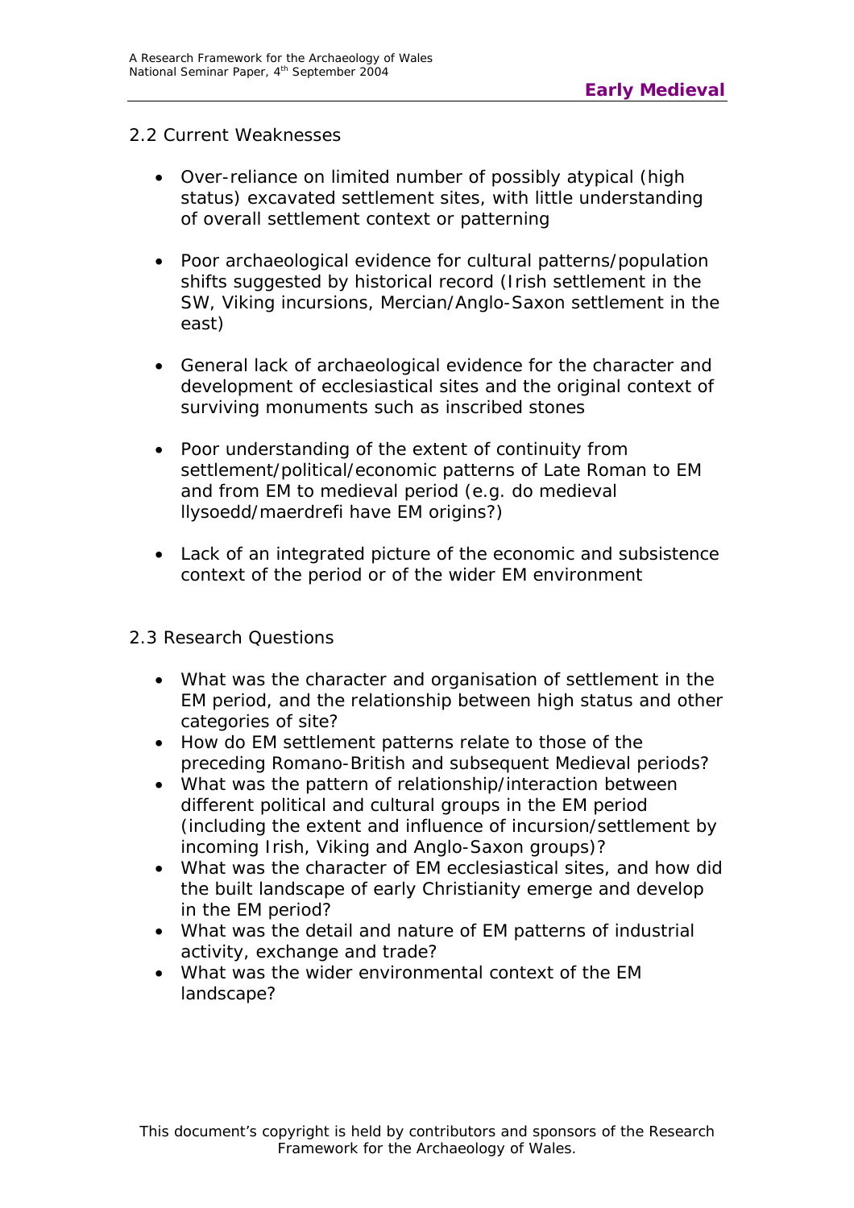## 2.2 Current Weaknesses

- Over-reliance on limited number of possibly atypical (high status) excavated settlement sites, with little understanding of overall settlement context or patterning

- Poor archaeological evidence for cultural patterns/population shifts suggested by historical record (Irish settlement in the SW, Viking incursions, Mercian/Anglo-Saxon settlement in the east)

- General lack of archaeological evidence for the character and development of ecclesiastical sites and the original context of surviving monuments such as inscribed stones

- Poor understanding of the extent of continuity from settlement/political/economic patterns of Late Roman to EM and from EM to medieval period (e.g. do medieval llysoedd/maerdrefi have EM origins?)

- Lack of an integrated picture of the economic and subsistence context of the period or of the wider EM environment

## 2.3 Research Questions

- What was the character and organisation of settlement in the EM period, and the relationship between high status and other categories of site?
- How do EM settlement patterns relate to those of the preceding Romano-British and subsequent Medieval periods?
- What was the pattern of relationship/interaction between different political and cultural groups in the EM period (including the extent and influence of incursion/settlement by incoming Irish, Viking and Anglo-Saxon groups)?
- What was the character of EM ecclesiastical sites, and how did the built landscape of early Christianity emerge and develop in the EM period?
- What was the detail and nature of EM patterns of industrial activity, exchange and trade?
- What was the wider environmental context of the EM landscape?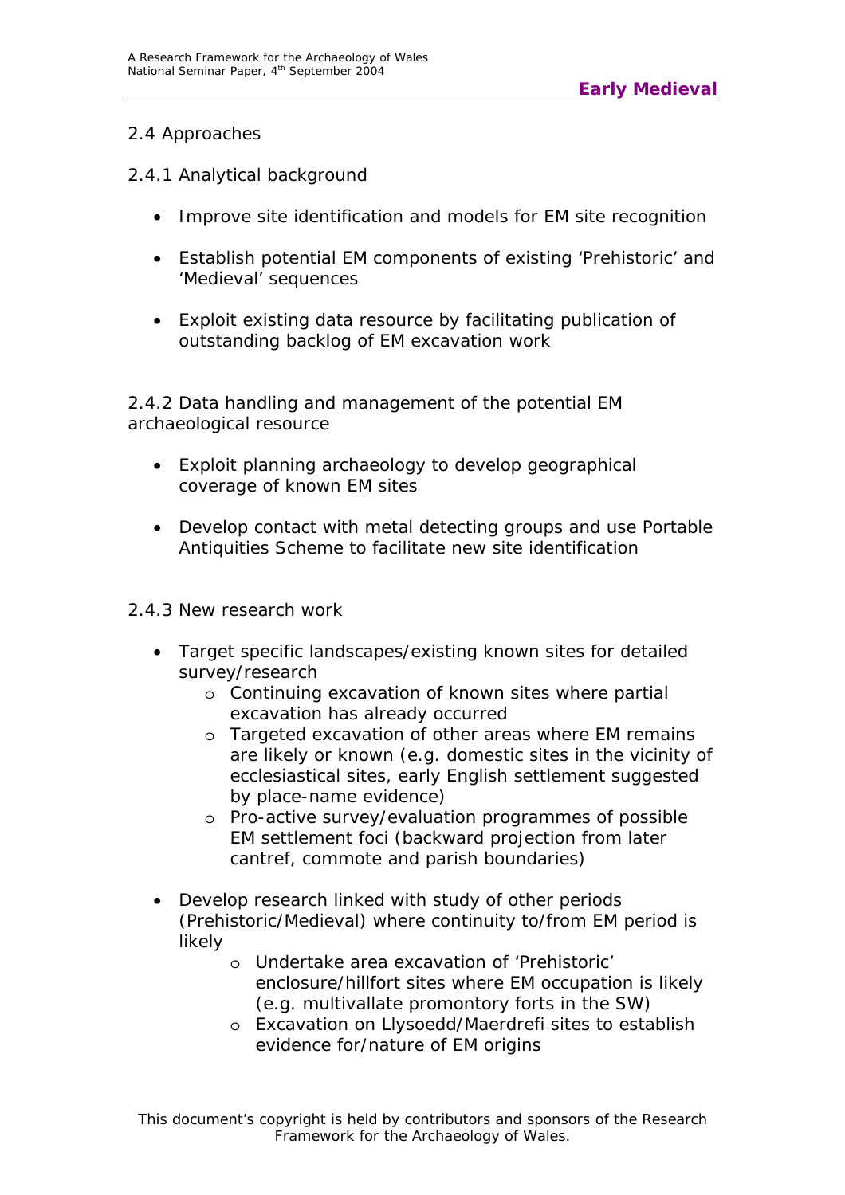## 2.4 Approaches

### 2.4.1 Analytical background

- Improve site identification and models for EM site recognition
- Establish potential EM components of existing 'Prehistoric' and 'Medieval' sequences
- Exploit existing data resource by facilitating publication of outstanding backlog of EM excavation work

### 2.4.2 Data handling and management of the potential EM archaeological resource

- Exploit planning archaeology to develop geographical coverage of known EM sites
- Develop contact with metal detecting groups and use Portable Antiquities Scheme to facilitate new site identification

### 2.4.3 New research work

- Target specific landscapes/existing known sites for detailed survey/research
  - Continuing excavation of known sites where partial excavation has already occurred
  - Targeted excavation of other areas where EM remains are likely or known (e.g. domestic sites in the vicinity of ecclesiastical sites, early English settlement suggested by place-name evidence)
  - Pro-active survey/evaluation programmes of possible EM settlement foci (backward projection from later cantref, commote and parish boundaries)
- Develop research linked with study of other periods (Prehistoric/Medieval) where continuity to/from EM period is likely
  - Undertake area excavation of 'Prehistoric' enclosure/hillfort sites where EM occupation is likely (e.g. multivallate promontory forts in the SW)
  - Excavation on Llysoedd/Maerdrefi sites to establish evidence for/nature of EM origins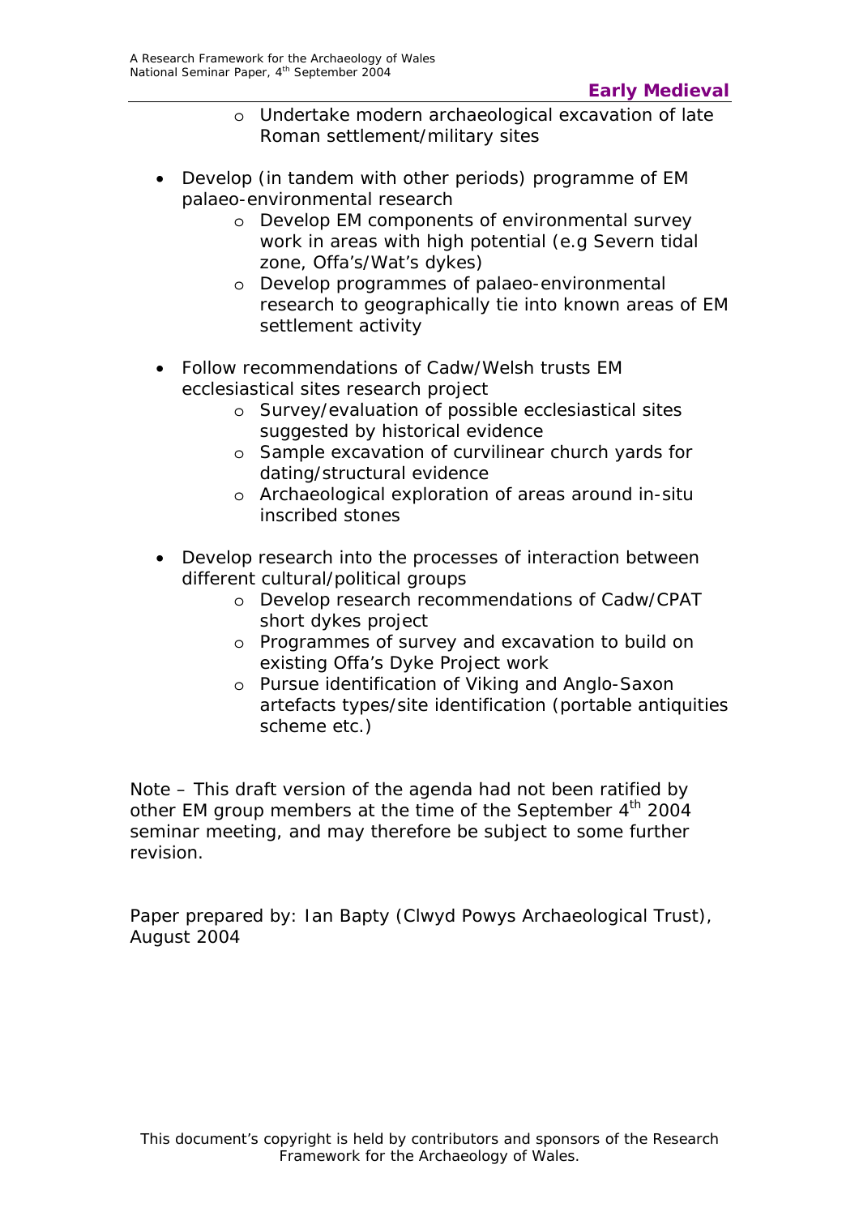- Undertake modern archaeological excavation of late Roman settlement/military sites

- Develop (in tandem with other periods) programme of EM palaeo-environmental research
  - Develop EM components of environmental survey work in areas with high potential (e.g Severn tidal zone, Offa's/Wat's dykes)
  - Develop programmes of palaeo-environmental research to geographically tie into known areas of EM settlement activity

- Follow recommendations of Cadw/Welsh trusts EM ecclesiastical sites research project
  - Survey/evaluation of possible ecclesiastical sites suggested by historical evidence
  - Sample excavation of curvilinear church yards for dating/structural evidence
  - Archaeological exploration of areas around in-situ inscribed stones

- Develop research into the processes of interaction between different cultural/political groups
  - Develop research recommendations of Cadw/CPAT short dykes project
  - Programmes of survey and excavation to build on existing Offa's Dyke Project work
  - Pursue identification of Viking and Anglo-Saxon artefacts types/site identification (portable antiquities scheme etc.)

Note – This draft version of the agenda had not been ratified by other EM group members at the time of the September 4th 2004 seminar meeting, and may therefore be subject to some further revision.

Paper prepared by: Ian Bapty (Clwyd Powys Archaeological Trust), August 2004